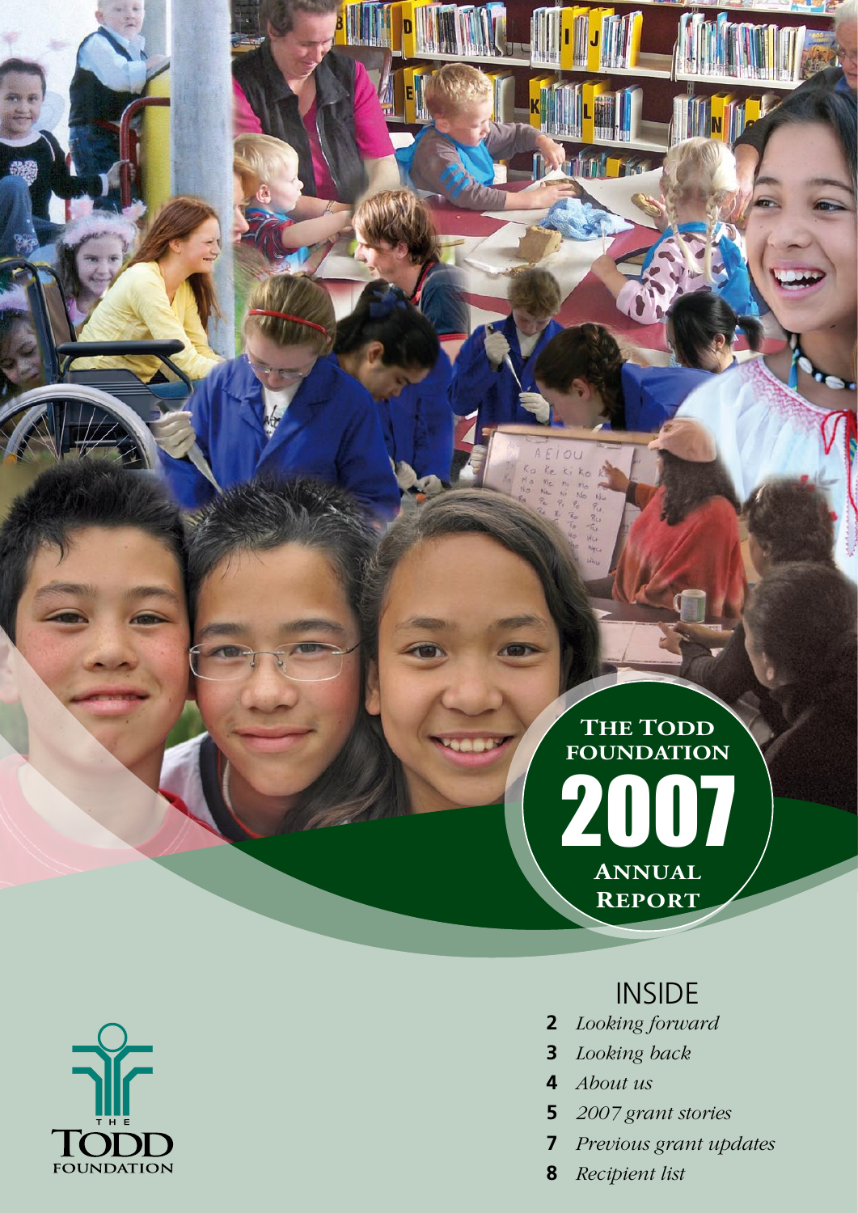# THE TODD FOUNDATION 2007 ANNUAL REPORT

## INSIDE

- **2** *Looking forward*
- **3** *Looking back*
- **4** *About us*
- **5** *2007 grant stories*
- **7** *Previous grant updates*
- **8** *Recipient list*

THE TODD FOUNDATION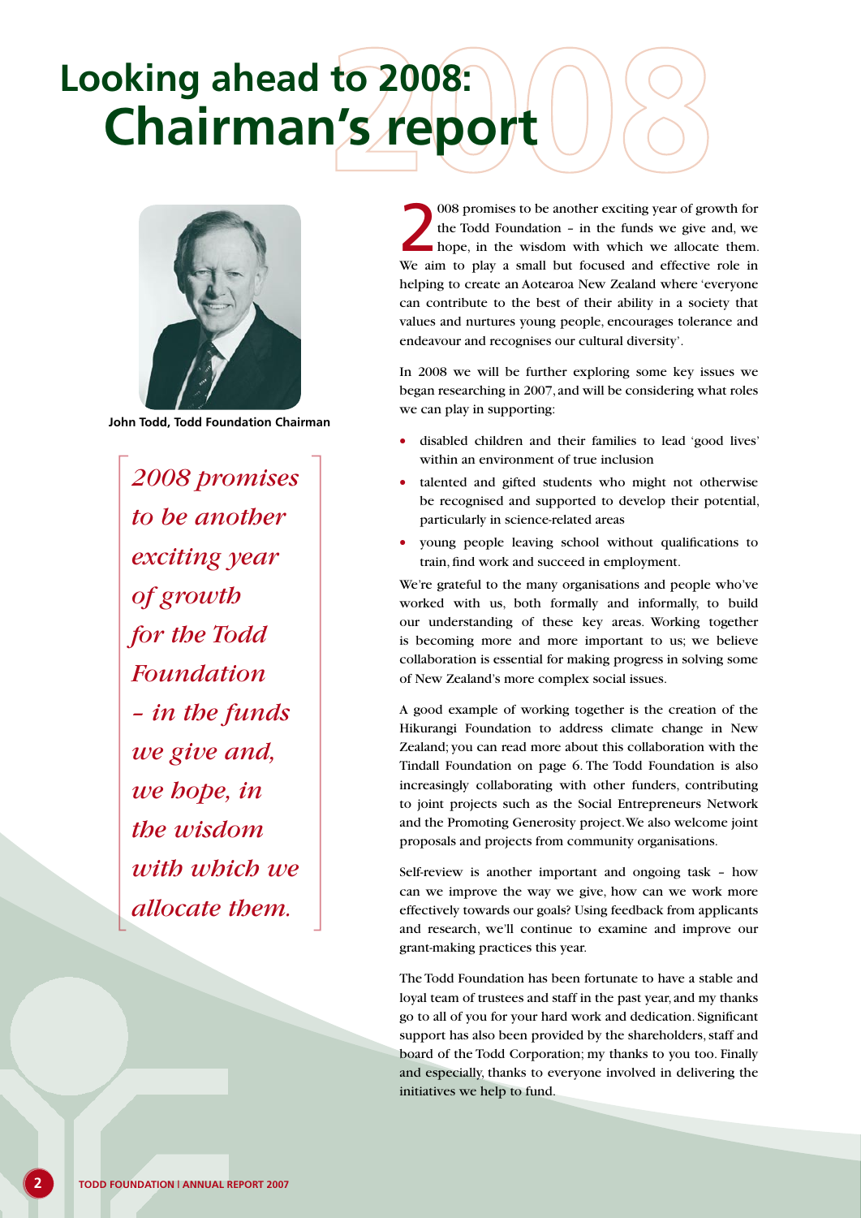# Looking ahead to 2008: Chairman's report

John Todd, Todd Foundation Chairman

> *2008 promises to be another exciting year of growth for the Todd Foundation – in the funds we give and, we hope, in the wisdom with which we allocate them.*

2008 promises to be another exciting year of growth for the Todd Foundation – in the funds we give and, we hope, in the wisdom with which we allocate them. We aim to play a small but focused and effective role in helping to create an Aotearoa New Zealand where 'everyone can contribute to the best of their ability in a society that values and nurtures young people, encourages tolerance and endeavour and recognises our cultural diversity'.

In 2008 we will be further exploring some key issues we began researching in 2007, and will be considering what roles we can play in supporting:

- disabled children and their families to lead 'good lives' within an environment of true inclusion
- talented and gifted students who might not otherwise be recognised and supported to develop their potential, particularly in science-related areas
- young people leaving school without qualifications to train, find work and succeed in employment.

We're grateful to the many organisations and people who've worked with us, both formally and informally, to build our understanding of these key areas. Working together is becoming more and more important to us; we believe collaboration is essential for making progress in solving some of New Zealand's more complex social issues.

A good example of working together is the creation of the Hikurangi Foundation to address climate change in New Zealand; you can read more about this collaboration with the Tindall Foundation on page 6. The Todd Foundation is also increasingly collaborating with other funders, contributing to joint projects such as the Social Entrepreneurs Network and the Promoting Generosity project. We also welcome joint proposals and projects from community organisations.

Self-review is another important and ongoing task – how can we improve the way we give, how can we work more effectively towards our goals? Using feedback from applicants and research, we'll continue to examine and improve our grant-making practices this year.

The Todd Foundation has been fortunate to have a stable and loyal team of trustees and staff in the past year, and my thanks go to all of you for your hard work and dedication. Significant support has also been provided by the shareholders, staff and board of the Todd Corporation; my thanks to you too. Finally and especially, thanks to everyone involved in delivering the initiatives we help to fund.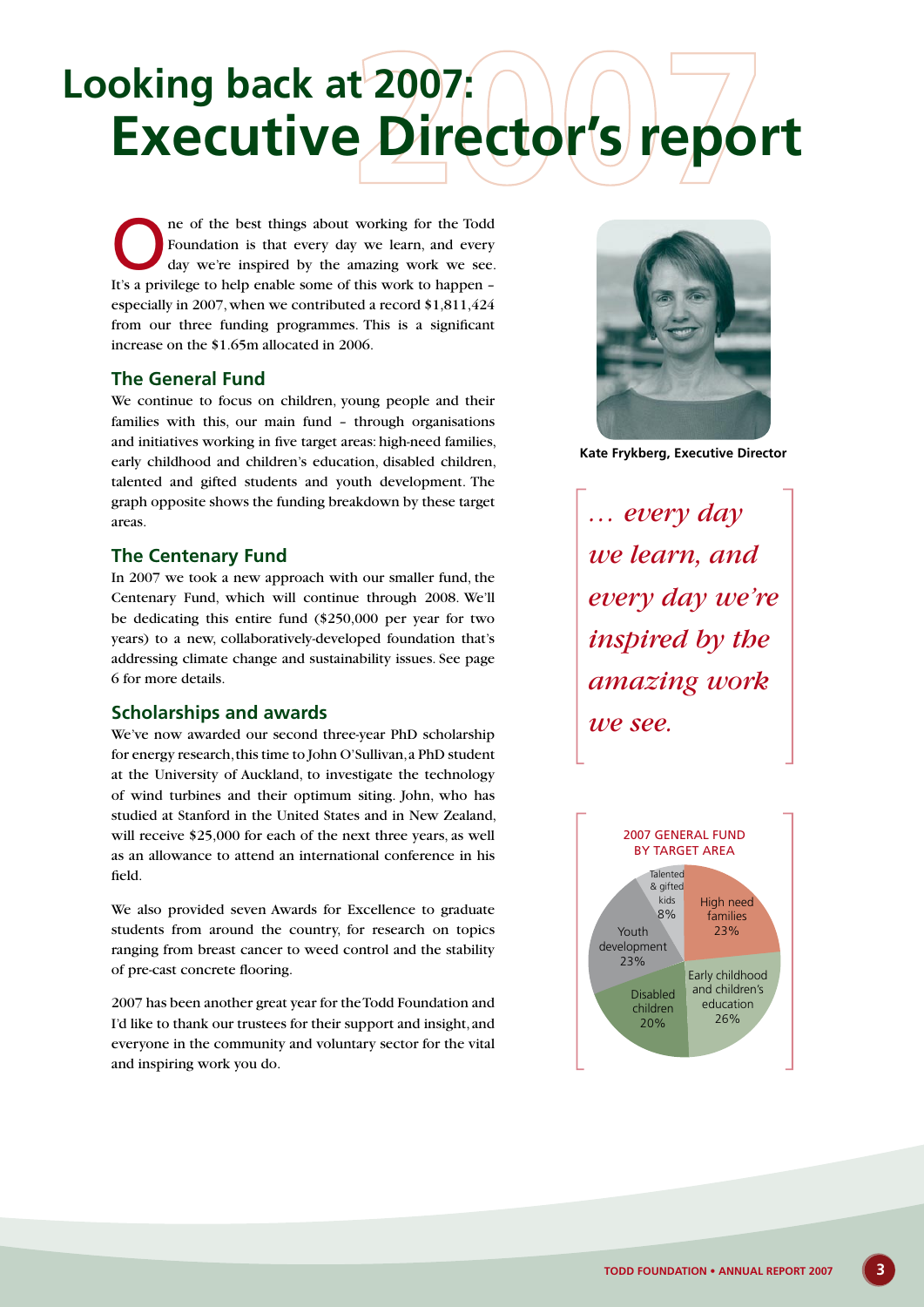# Looking back at 2007: Executive Director's report

One of the best things about working for the Todd Foundation is that every day we learn, and every day we're inspired by the amazing work we see. It's a privilege to help enable some of this work to happen – especially in 2007, when we contributed a record $1,811,424 from our three funding programmes. This is a significant increase on the $1.65m allocated in 2006.

## The General Fund

We continue to focus on children, young people and their families with this, our main fund – through organisations and initiatives working in five target areas: high-need families, early childhood and children's education, disabled children, talented and gifted students and youth development. The graph opposite shows the funding breakdown by these target areas.

## The Centenary Fund

In 2007 we took a new approach with our smaller fund, the Centenary Fund, which will continue through 2008. We'll be dedicating this entire fund ($250,000 per year for two years) to a new, collaboratively-developed foundation that's addressing climate change and sustainability issues. See page 6 for more details.

## Scholarships and awards

We've now awarded our second three-year PhD scholarship for energy research, this time to John O'Sullivan, a PhD student at the University of Auckland, to investigate the technology of wind turbines and their optimum siting. John, who has studied at Stanford in the United States and in New Zealand, will receive $25,000 for each of the next three years, as well as an allowance to attend an international conference in his field.

We also provided seven Awards for Excellence to graduate students from around the country, for research on topics ranging from breast cancer to weed control and the stability of pre-cast concrete flooring.

2007 has been another great year for the Todd Foundation and I'd like to thank our trustees for their support and insight, and everyone in the community and voluntary sector for the vital and inspiring work you do.

**Kate Frykberg, Executive Director**

*… every day we learn, and every day we're inspired by the amazing work we see.*

2007 GENERAL FUND BY TARGET AREA

| Target area | % |
|---|---|
| High need families | 23% |
| Early childhood and children's education | 26% |
| Disabled children | 20% |
| Youth development | 23% |
| Talented & gifted kids | 8% |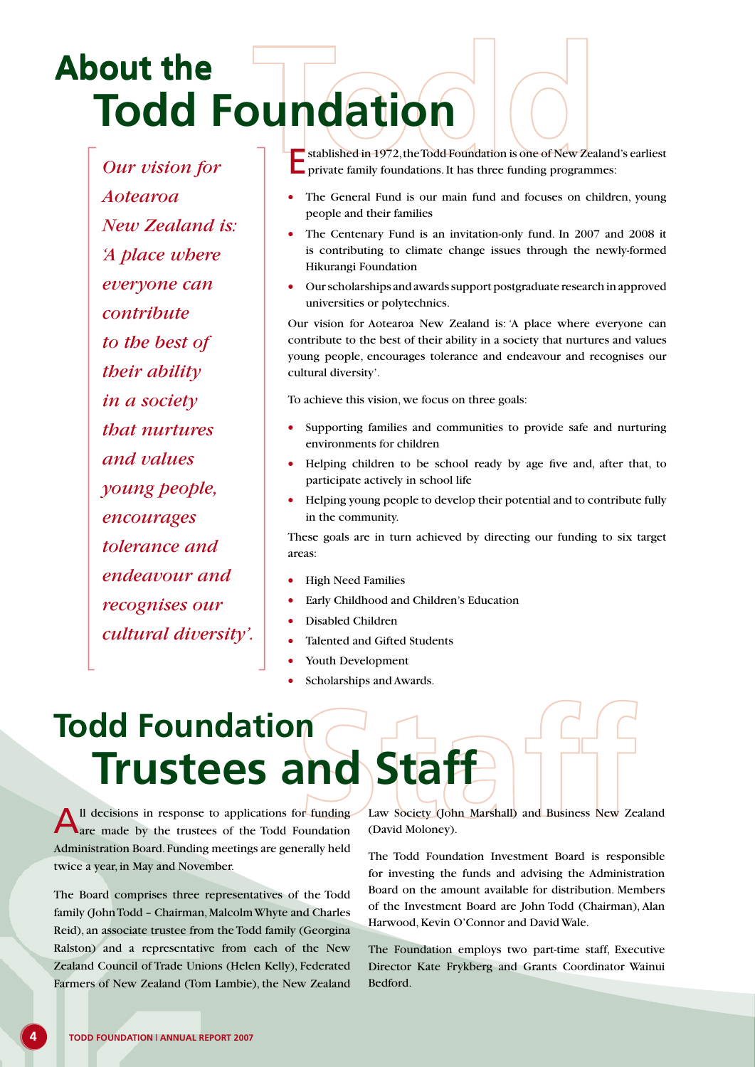# About the Todd Foundation

*Our vision for Aotearoa New Zealand is: 'A place where everyone can contribute to the best of their ability in a society that nurtures and values young people, encourages tolerance and endeavour and recognises our cultural diversity'.*

Established in 1972, the Todd Foundation is one of New Zealand's earliest private family foundations. It has three funding programmes:

- The General Fund is our main fund and focuses on children, young people and their families
- The Centenary Fund is an invitation-only fund. In 2007 and 2008 it is contributing to climate change issues through the newly-formed Hikurangi Foundation
- Our scholarships and awards support postgraduate research in approved universities or polytechnics.

Our vision for Aotearoa New Zealand is: 'A place where everyone can contribute to the best of their ability in a society that nurtures and values young people, encourages tolerance and endeavour and recognises our cultural diversity'.

To achieve this vision, we focus on three goals:

- Supporting families and communities to provide safe and nurturing environments for children
- Helping children to be school ready by age five and, after that, to participate actively in school life
- Helping young people to develop their potential and to contribute fully in the community.

These goals are in turn achieved by directing our funding to six target areas:

- High Need Families
- Early Childhood and Children's Education
- Disabled Children
- Talented and Gifted Students
- Youth Development
- Scholarships and Awards.

# Todd Foundation Trustees and Staff

All decisions in response to applications for funding are made by the trustees of the Todd Foundation Administration Board. Funding meetings are generally held twice a year, in May and November.

The Board comprises three representatives of the Todd family (John Todd – Chairman, Malcolm Whyte and Charles Reid), an associate trustee from the Todd family (Georgina Ralston) and a representative from each of the New Zealand Council of Trade Unions (Helen Kelly), Federated Farmers of New Zealand (Tom Lambie), the New Zealand Law Society (John Marshall) and Business New Zealand (David Moloney).

The Todd Foundation Investment Board is responsible for investing the funds and advising the Administration Board on the amount available for distribution. Members of the Investment Board are John Todd (Chairman), Alan Harwood, Kevin O'Connor and David Wale.

The Foundation employs two part-time staff, Executive Director Kate Frykberg and Grants Coordinator Wainui Bedford.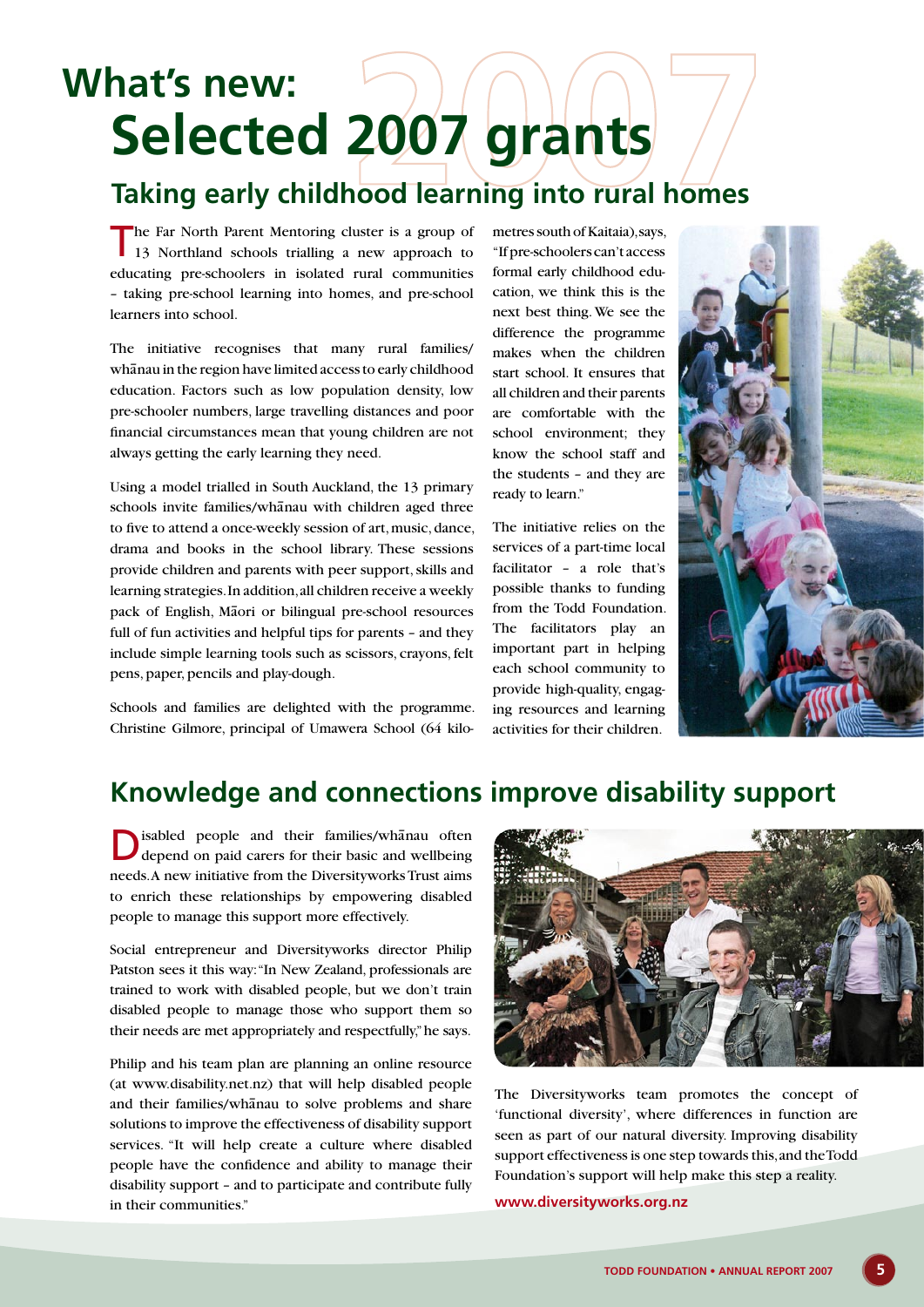# What's new: Selected 2007 grants

## Taking early childhood learning into rural homes

The Far North Parent Mentoring cluster is a group of 13 Northland schools trialling a new approach to educating pre-schoolers in isolated rural communities – taking pre-school learning into homes, and pre-school learners into school.

The initiative recognises that many rural families/whānau in the region have limited access to early childhood education. Factors such as low population density, low pre-schooler numbers, large travelling distances and poor financial circumstances mean that young children are not always getting the early learning they need.

Using a model trialled in South Auckland, the 13 primary schools invite families/whānau with children aged three to five to attend a once-weekly session of art, music, dance, drama and books in the school library. These sessions provide children and parents with peer support, skills and learning strategies. In addition, all children receive a weekly pack of English, Māori or bilingual pre-school resources full of fun activities and helpful tips for parents – and they include simple learning tools such as scissors, crayons, felt pens, paper, pencils and play-dough.

Schools and families are delighted with the programme. Christine Gilmore, principal of Umawera School (64 kilometres south of Kaitaia), says, "If pre-schoolers can't access formal early childhood education, we think this is the next best thing. We see the difference the programme makes when the children start school. It ensures that all children and their parents are comfortable with the school environment; they know the school staff and the students – and they are ready to learn."

The initiative relies on the services of a part-time local facilitator – a role that's possible thanks to funding from the Todd Foundation. The facilitators play an important part in helping each school community to provide high-quality, engaging resources and learning activities for their children.

## Knowledge and connections improve disability support

Disabled people and their families/whānau often depend on paid carers for their basic and wellbeing needs. A new initiative from the Diversityworks Trust aims to enrich these relationships by empowering disabled people to manage this support more effectively.

Social entrepreneur and Diversityworks director Philip Patston sees it this way: "In New Zealand, professionals are trained to work with disabled people, but we don't train disabled people to manage those who support them so their needs are met appropriately and respectfully," he says.

Philip and his team plan are planning an online resource (at www.disability.net.nz) that will help disabled people and their families/whānau to solve problems and share solutions to improve the effectiveness of disability support services. "It will help create a culture where disabled people have the confidence and ability to manage their disability support – and to participate and contribute fully in their communities."

The Diversityworks team promotes the concept of 'functional diversity', where differences in function are seen as part of our natural diversity. Improving disability support effectiveness is one step towards this, and the Todd Foundation's support will help make this step a reality.

**www.diversityworks.org.nz**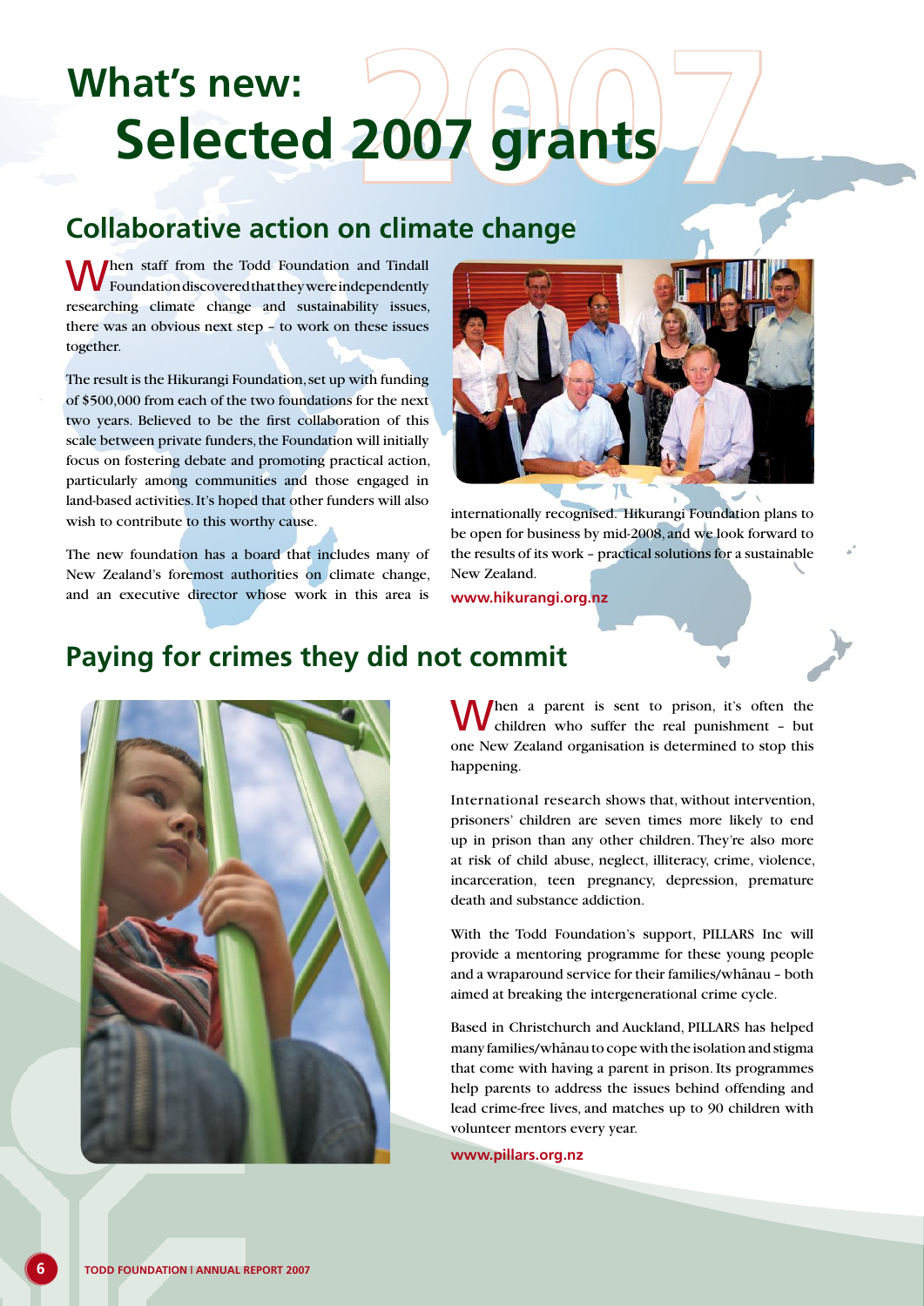# What's new:

# Selected 2007 grants

## Collaborative action on climate change

When staff from the Todd Foundation and Tindall Foundation discovered that they were independently researching climate change and sustainability issues, there was an obvious next step – to work on these issues together.

The result is the Hikurangi Foundation, set up with funding of $500,000 from each of the two foundations for the next two years. Believed to be the first collaboration of this scale between private funders, the Foundation will initially focus on fostering debate and promoting practical action, particularly among communities and those engaged in land-based activities. It's hoped that other funders will also wish to contribute to this worthy cause.

The new foundation has a board that includes many of New Zealand's foremost authorities on climate change, and an executive director whose work in this area is internationally recognised. Hikurangi Foundation plans to be open for business by mid-2008, and we look forward to the results of its work – practical solutions for a sustainable New Zealand.

**www.hikurangi.org.nz**

## Paying for crimes they did not commit

When a parent is sent to prison, it's often the children who suffer the real punishment – but one New Zealand organisation is determined to stop this happening.

International research shows that, without intervention, prisoners' children are seven times more likely to end up in prison than any other children. They're also more at risk of child abuse, neglect, illiteracy, crime, violence, incarceration, teen pregnancy, depression, premature death and substance addiction.

With the Todd Foundation's support, PILLARS Inc will provide a mentoring programme for these young people and a wraparound service for their families/whānau – both aimed at breaking the intergenerational crime cycle.

Based in Christchurch and Auckland, PILLARS has helped many families/whānau to cope with the isolation and stigma that come with having a parent in prison. Its programmes help parents to address the issues behind offending and lead crime-free lives, and matches up to 90 children with volunteer mentors every year.

**www.pillars.org.nz**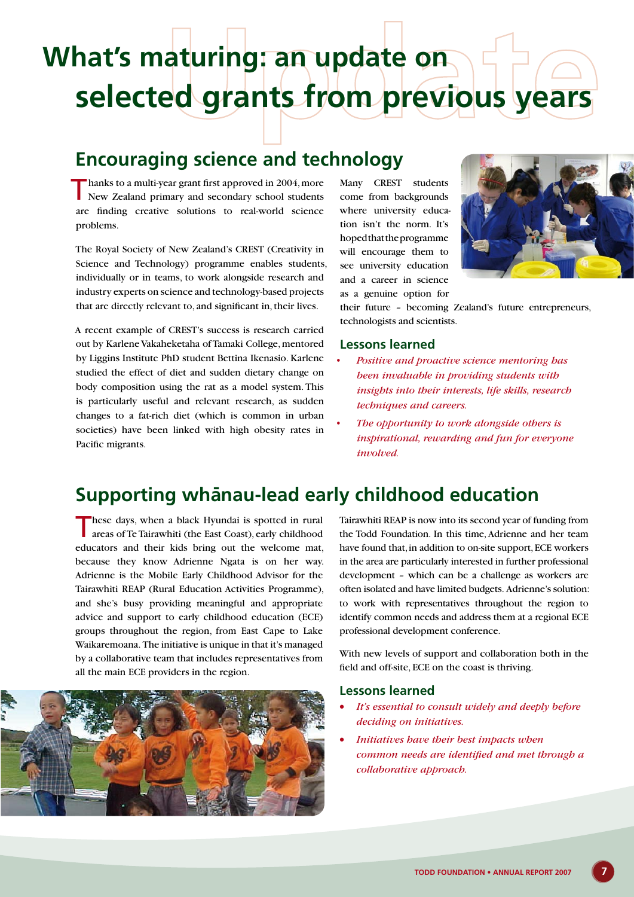# What's maturing: an update on selected grants from previous years

## Encouraging science and technology

Thanks to a multi-year grant first approved in 2004, more New Zealand primary and secondary school students are finding creative solutions to real-world science problems.

The Royal Society of New Zealand's CREST (Creativity in Science and Technology) programme enables students, individually or in teams, to work alongside research and industry experts on science and technology-based projects that are directly relevant to, and significant in, their lives.

A recent example of CREST's success is research carried out by Karlene Vakaheketaha of Tamaki College, mentored by Liggins Institute PhD student Bettina Ikenasio. Karlene studied the effect of diet and sudden dietary change on body composition using the rat as a model system. This is particularly useful and relevant research, as sudden changes to a fat-rich diet (which is common in urban societies) have been linked with high obesity rates in Pacific migrants.

Many CREST students come from backgrounds where university education isn't the norm. It's hoped that the programme will encourage them to see university education and a career in science as a genuine option for their future – becoming Zealand's future entrepreneurs, technologists and scientists.

### Lessons learned

- *Positive and proactive science mentoring has been invaluable in providing students with insights into their interests, life skills, research techniques and careers.*
- *The opportunity to work alongside others is inspirational, rewarding and fun for everyone involved.*

## Supporting whānau-lead early childhood education

These days, when a black Hyundai is spotted in rural areas of Te Tairawhiti (the East Coast), early childhood educators and their kids bring out the welcome mat, because they know Adrienne Ngata is on her way. Adrienne is the Mobile Early Childhood Advisor for the Tairawhiti REAP (Rural Education Activities Programme), and she's busy providing meaningful and appropriate advice and support to early childhood education (ECE) groups throughout the region, from East Cape to Lake Waikaremoana. The initiative is unique in that it's managed by a collaborative team that includes representatives from all the main ECE providers in the region.

Tairawhiti REAP is now into its second year of funding from the Todd Foundation. In this time, Adrienne and her team have found that, in addition to on-site support, ECE workers in the area are particularly interested in further professional development – which can be a challenge as workers are often isolated and have limited budgets. Adrienne's solution: to work with representatives throughout the region to identify common needs and address them at a regional ECE professional development conference.

With new levels of support and collaboration both in the field and off-site, ECE on the coast is thriving.

### Lessons learned

- *It's essential to consult widely and deeply before deciding on initiatives.*
- *Initiatives have their best impacts when common needs are identified and met through a collaborative approach.*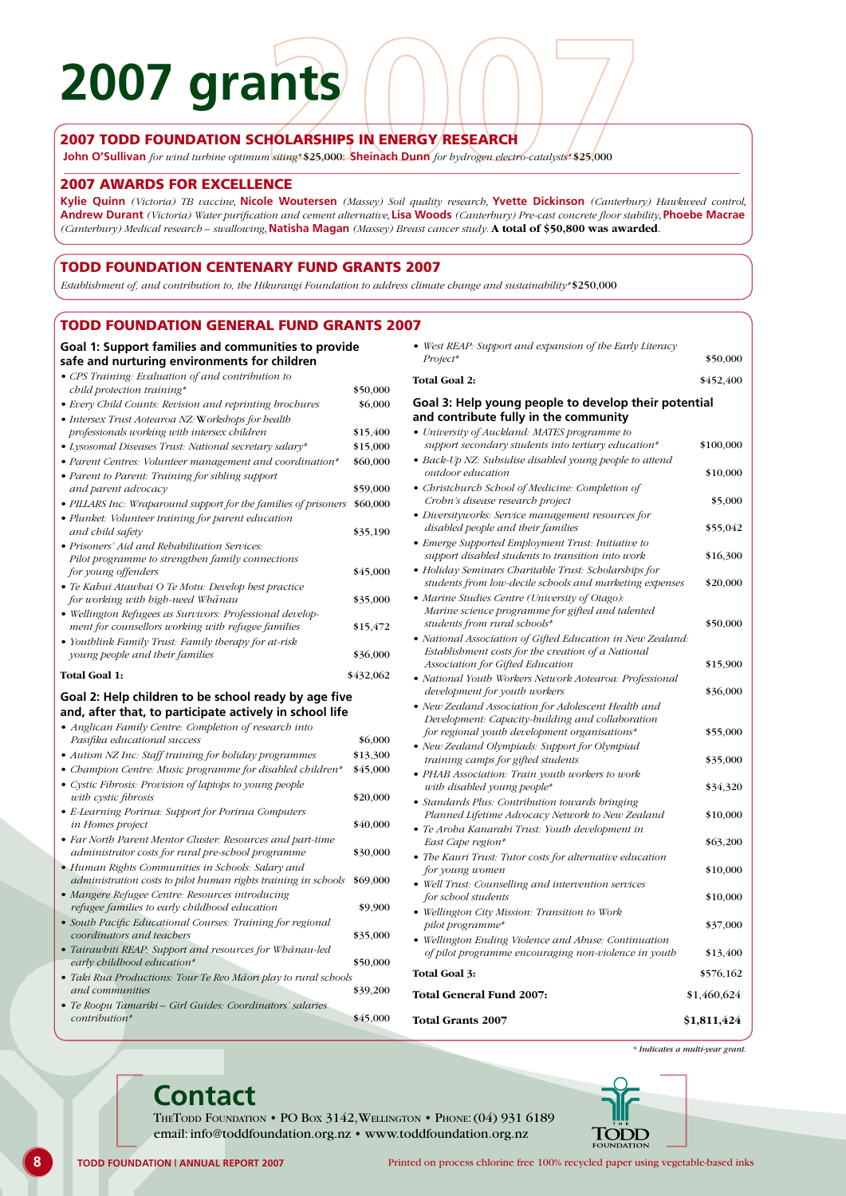# 2007 grants

## 2007 TODD FOUNDATION SCHOLARSHIPS IN ENERGY RESEARCH

**John O'Sullivan** *for wind turbine optimum siting** $25,000: **Sheinach Dunn** *for hydrogen electro-catalysts** $25,000

## 2007 AWARDS FOR EXCELLENCE

**Kylie Quinn** *(Victoria)* TB vaccine, **Nicole Woutersen** *(Massey)* Soil quality research, **Yvette Dickinson** *(Canterbury)* Hawkweed control, **Andrew Durant** *(Victoria)* Water purification and cement alternative, **Lisa Woods** *(Canterbury)* Pre-cast concrete floor stability, **Phoebe Macrae** *(Canterbury)* Medical research – swallowing, **Natisha Magan** *(Massey)* Breast cancer study. **A total of $50,800 was awarded**.

## TODD FOUNDATION CENTENARY FUND GRANTS 2007

*Establishment of, and contribution to, the Hikurangi Foundation to address climate change and sustainability** $250,000

## TODD FOUNDATION GENERAL FUND GRANTS 2007

### Goal 1: Support families and communities to provide safe and nurturing environments for children

| | |
|---|---|
| • *CPS Training: Evaluation of and contribution to child protection training** | $50,000 |
| • *Every Child Counts: Revision and reprinting brochures* | $6,000 |
| • *Intersex Trust Aotearoa NZ: Workshops for health professionals working with intersex children* | $15,400 |
| • *Lysosomal Diseases Trust: National secretary salary** | $15,000 |
| • *Parent Centres: Volunteer management and coordination** | $60,000 |
| • *Parent to Parent: Training for sibling support and parent advocacy* | $59,000 |
| • *PILLARS Inc: Wraparound support for the families of prisoners* | $60,000 |
| • *Plunket: Volunteer training for parent education and child safety* | $35,190 |
| • *Prisoners' Aid and Rehabilitation Services: Pilot programme to strengthen family connections for young offenders* | $45,000 |
| • *Te Kahui Atawhai O Te Motu: Develop best practice for working with high-need Whānau* | $35,000 |
| • *Wellington Refugees as Survivors: Professional development for counsellors working with refugee families* | $15,472 |
| • *Youthlink Family Trust: Family therapy for at-risk young people and their families* | $36,000 |
| **Total Goal 1:** | $432,062 |

### Goal 2: Help children to be school ready by age five and, after that, to participate actively in school life

| | |
|---|---|
| • *Anglican Family Centre: Completion of research into Pasifika educational success* | $6,000 |
| • *Autism NZ Inc: Staff training for holiday programmes* | $13,300 |
| • *Champion Centre: Music programme for disabled children** | $45,000 |
| • *Cystic Fibrosis: Provision of laptops to young people with cystic fibrosis* | $20,000 |
| • *E-Learning Porirua: Support for Porirua Computers in Homes project* | $40,000 |
| • *Far North Parent Mentor Cluster: Resources and part-time administrator costs for rural pre-school programme* | $30,000 |
| • *Human Rights Communities in Schools: Salary and administration costs to pilot human rights training in schools* | $69,000 |
| • *Mangere Refugee Centre: Resources introducing refugee families to early childhood education* | $9,900 |
| • *South Pacific Educational Courses: Training for regional coordinators and teachers* | $35,000 |
| • *Tairawhiti REAP: Support and resources for Whānau-led early childhood education** | $50,000 |
| • *Taki Rua Productions: Tour Te Reo Māori play to rural schools and communities* | $39,200 |
| • *Te Roopu Tamariki – Girl Guides: Coordinators' salaries contribution** | $45,000 |
| • *West REAP: Support and expansion of the Early Literacy Project** | $50,000 |
| **Total Goal 2:** | $452,400 |

### Goal 3: Help young people to develop their potential and contribute fully in the community

| | |
|---|---|
| • *University of Auckland: MATES programme to support secondary students into tertiary education** | $100,000 |
| • *Back-Up NZ: Subsidise disabled young people to attend outdoor education* | $10,000 |
| • *Christchurch School of Medicine: Completion of Crohn's disease research project* | $5,000 |
| • *Diversityworks: Service management resources for disabled people and their families* | $55,042 |
| • *Emerge Supported Employment Trust: Initiative to support disabled students to transition into work* | $16,300 |
| • *Holiday Seminars Charitable Trust: Scholarships for students from low-decile schools and marketing expenses* | $20,000 |
| • *Marine Studies Centre (University of Otago): Marine science programme for gifted and talented students from rural schools** | $50,000 |
| • *National Association of Gifted Education in New Zealand: Establishment costs for the creation of a National Association for Gifted Education* | $15,900 |
| • *National Youth Workers Network Aotearoa: Professional development for youth workers* | $36,000 |
| • *New Zealand Association for Adolescent Health and Development: Capacity-building and collaboration for regional youth development organisations** | $55,000 |
| • *New Zealand Olympiads: Support for Olympiad training camps for gifted students* | $35,000 |
| • *PHAB Association: Train youth workers to work with disabled young people** | $34,320 |
| • *Standards Plus: Contribution towards bringing Planned Lifetime Advocacy Network to New Zealand* | $10,000 |
| • *Te Aroha Kanarahi Trust: Youth development in East Cape region** | $63,200 |
| • *The Kauri Trust: Tutor costs for alternative education for young women* | $10,000 |
| • *Well Trust: Counselling and intervention services for school students* | $10,000 |
| • *Wellington City Mission: Transition to Work pilot programme** | $37,000 |
| • *Wellington Ending Violence and Abuse: Continuation of pilot programme encouraging non-violence in youth* | $13,400 |
| **Total Goal 3:** | $576,162 |
| **Total General Fund 2007:** | $1,460,624 |
| **Total Grants 2007** | **$1,811,424** |

*\* Indicates a multi-year grant.*

## Contact

The Todd Foundation • PO Box 3142, Wellington • Phone: (04) 931 6189
email: info@toddfoundation.org.nz • www.toddfoundation.org.nz

Printed on process chlorine free 100% recycled paper using vegetable-based inks